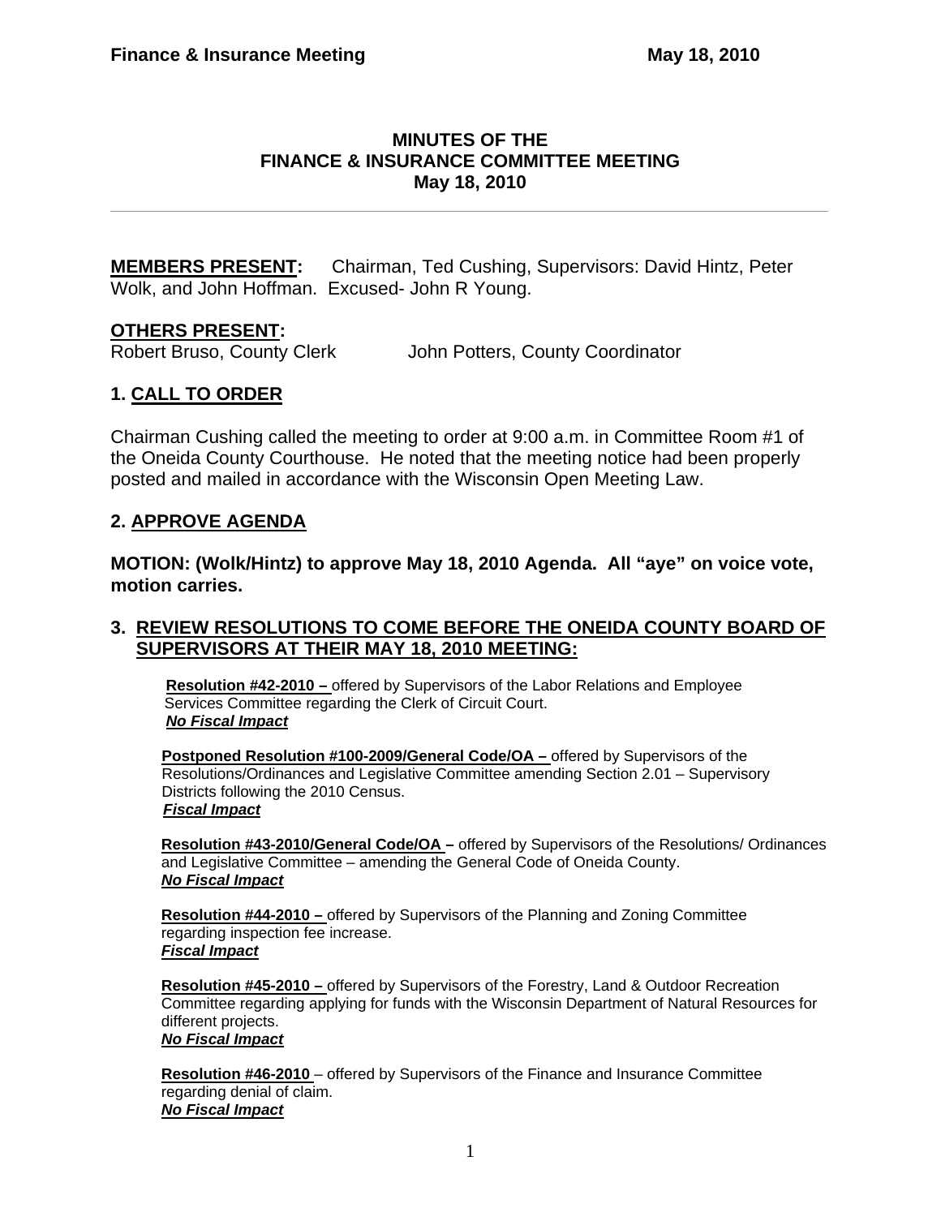# MINUTES OF THE FINANCE & INSURANCE COMMITTEE MEETING May 18, 2010

---

**MEMBERS PRESENT:** Chairman, Ted Cushing, Supervisors: David Hintz, Peter Wolk, and John Hoffman. Excused- John R Young.

**OTHERS PRESENT:**
Robert Bruso, County Clerk John Potters, County Coordinator

## 1. CALL TO ORDER

Chairman Cushing called the meeting to order at 9:00 a.m. in Committee Room #1 of the Oneida County Courthouse. He noted that the meeting notice had been properly posted and mailed in accordance with the Wisconsin Open Meeting Law.

## 2. APPROVE AGENDA

**MOTION: (Wolk/Hintz) to approve May 18, 2010 Agenda. All "aye" on voice vote, motion carries.**

## 3. REVIEW RESOLUTIONS TO COME BEFORE THE ONEIDA COUNTY BOARD OF SUPERVISORS AT THEIR MAY 18, 2010 MEETING:

**Resolution #42-2010 –** offered by Supervisors of the Labor Relations and Employee Services Committee regarding the Clerk of Circuit Court.
***No Fiscal Impact***

**Postponed Resolution #100-2009/General Code/OA –** offered by Supervisors of the Resolutions/Ordinances and Legislative Committee amending Section 2.01 – Supervisory Districts following the 2010 Census.
***Fiscal Impact***

**Resolution #43-2010/General Code/OA –** offered by Supervisors of the Resolutions/ Ordinances and Legislative Committee – amending the General Code of Oneida County.
***No Fiscal Impact***

**Resolution #44-2010 –** offered by Supervisors of the Planning and Zoning Committee regarding inspection fee increase.
***Fiscal Impact***

**Resolution #45-2010 –** offered by Supervisors of the Forestry, Land & Outdoor Recreation Committee regarding applying for funds with the Wisconsin Department of Natural Resources for different projects.
***No Fiscal Impact***

**Resolution #46-2010** – offered by Supervisors of the Finance and Insurance Committee regarding denial of claim.
***No Fiscal Impact***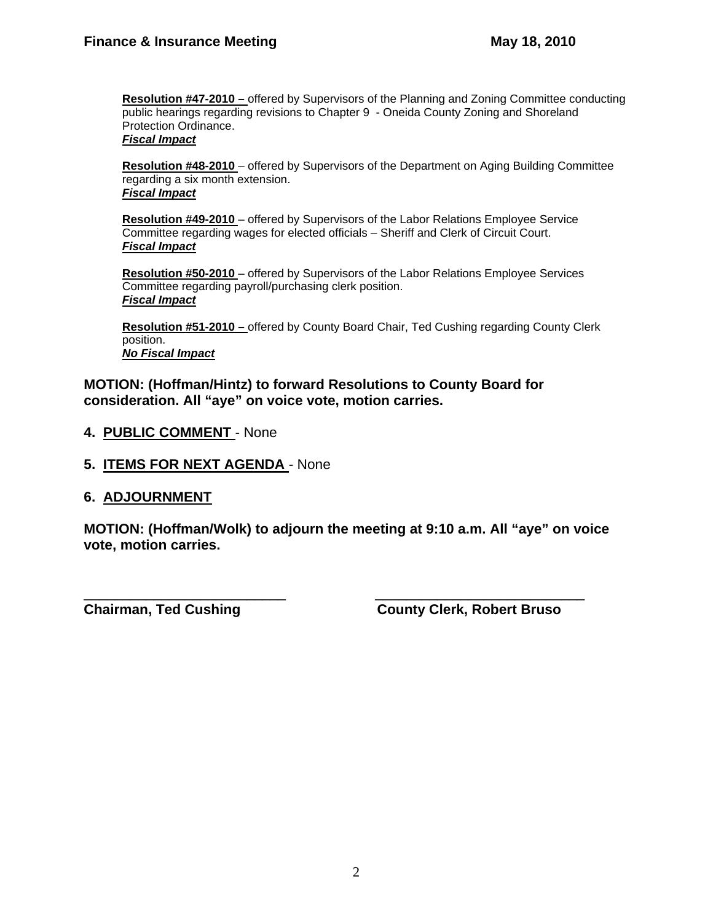**Resolution #47-2010 –** offered by Supervisors of the Planning and Zoning Committee conducting public hearings regarding revisions to Chapter 9 - Oneida County Zoning and Shoreland Protection Ordinance.
***Fiscal Impact***

**Resolution #48-2010** – offered by Supervisors of the Department on Aging Building Committee regarding a six month extension.
***Fiscal Impact***

**Resolution #49-2010** – offered by Supervisors of the Labor Relations Employee Service Committee regarding wages for elected officials – Sheriff and Clerk of Circuit Court.
***Fiscal Impact***

**Resolution #50-2010** – offered by Supervisors of the Labor Relations Employee Services Committee regarding payroll/purchasing clerk position.
***Fiscal Impact***

**Resolution #51-2010 –** offered by County Board Chair, Ted Cushing regarding County Clerk position.
***No Fiscal Impact***

**MOTION: (Hoffman/Hintz) to forward Resolutions to County Board for consideration. All "aye" on voice vote, motion carries.**

**4. PUBLIC COMMENT** - None

**5. ITEMS FOR NEXT AGENDA** - None

**6. ADJOURNMENT**

**MOTION: (Hoffman/Wolk) to adjourn the meeting at 9:10 a.m. All "aye" on voice vote, motion carries.**

\_\_\_\_\_\_\_\_\_\_\_\_\_\_\_\_\_\_\_\_\_\_\_\_\_\_\_
**Chairman, Ted Cushing**

\_\_\_\_\_\_\_\_\_\_\_\_\_\_\_\_\_\_\_\_\_\_\_\_\_\_\_
**County Clerk, Robert Bruso**